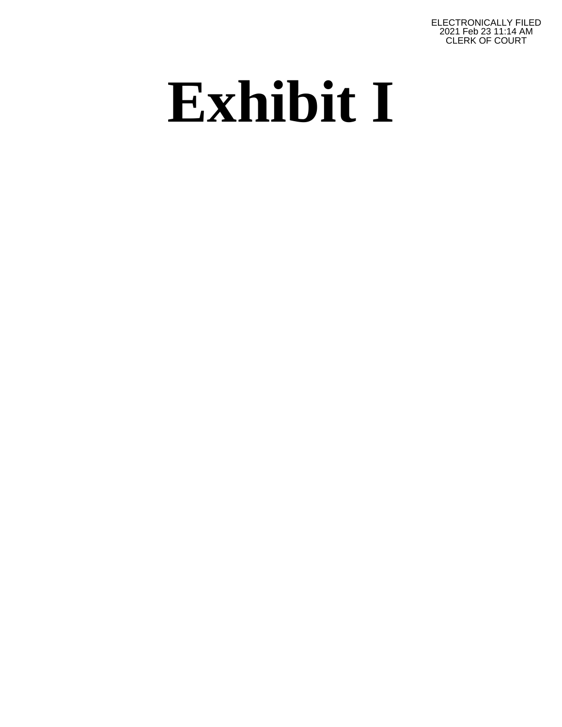ELECTRONICALLY FILED
2021 Feb 23 11:14 AM
CLERK OF COURT

# Exhibit I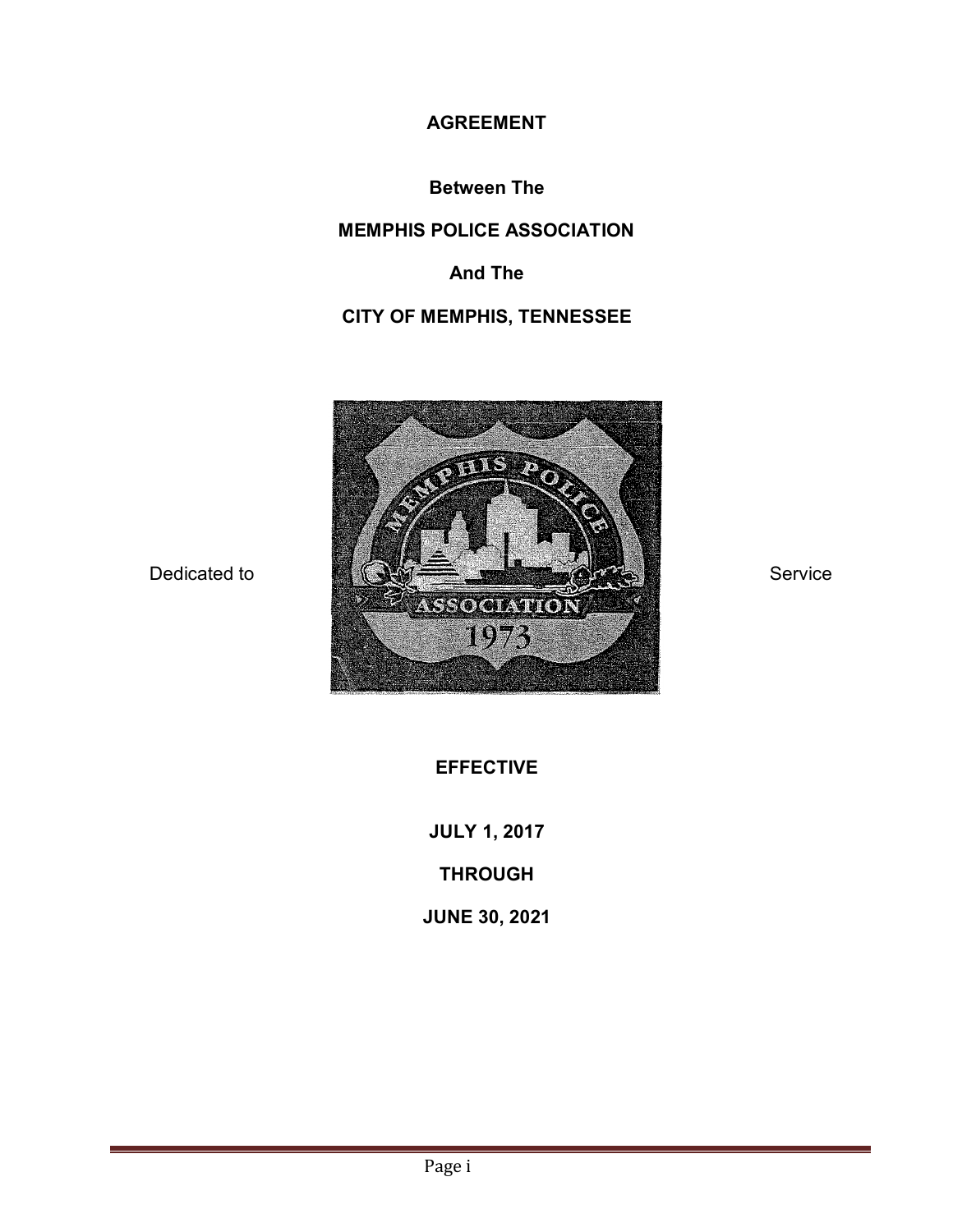**AGREEMENT**

**Between The**

**MEMPHIS POLICE ASSOCIATION**

**And The**

**CITY OF MEMPHIS, TENNESSEE**

Dedicated to Service

**EFFECTIVE**

**JULY 1, 2017**

**THROUGH**

**JUNE 30, 2021**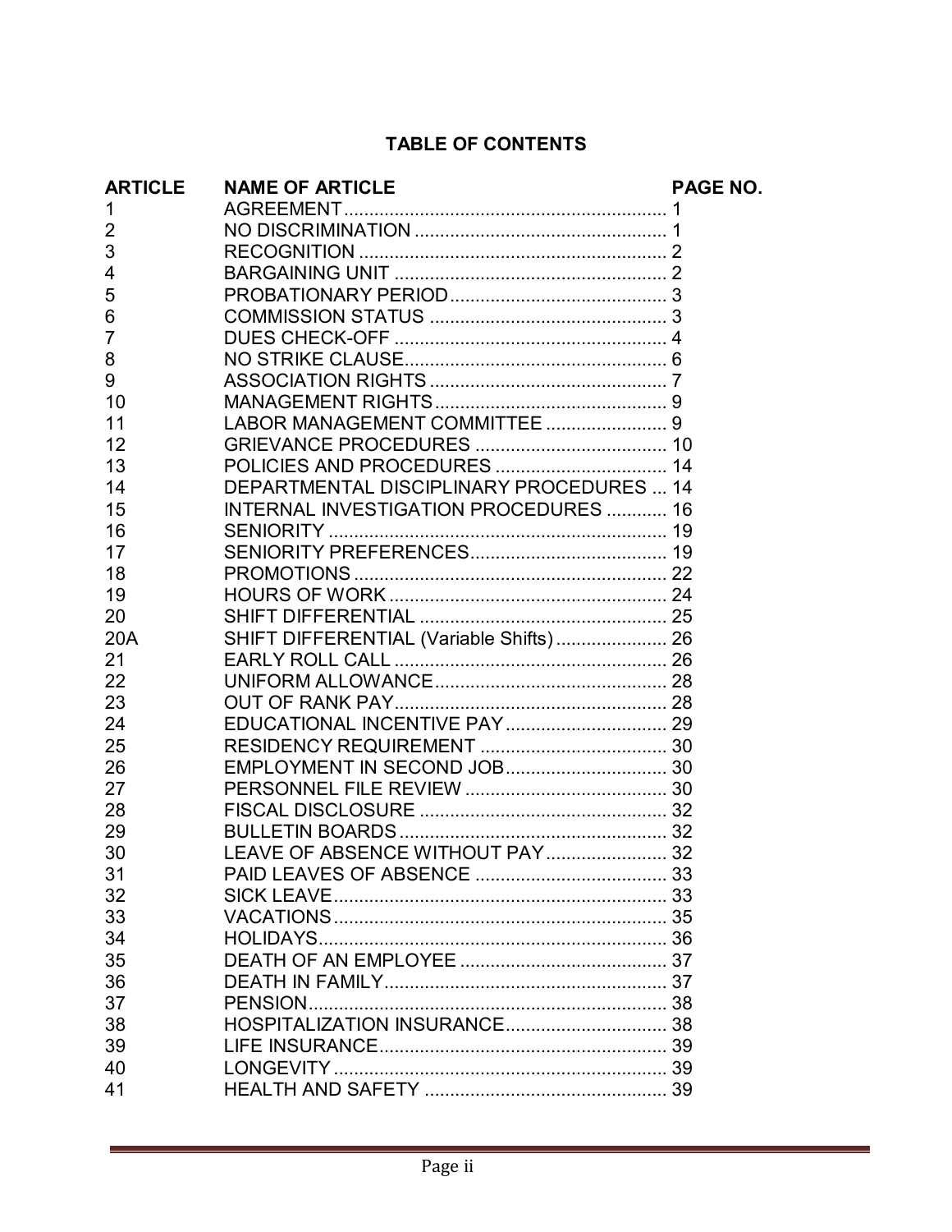## TABLE OF CONTENTS

| ARTICLE | NAME OF ARTICLE | PAGE NO. |
|---|---|---|
| 1 | AGREEMENT | 1 |
| 2 | NO DISCRIMINATION | 1 |
| 3 | RECOGNITION | 2 |
| 4 | BARGAINING UNIT | 2 |
| 5 | PROBATIONARY PERIOD | 3 |
| 6 | COMMISSION STATUS | 3 |
| 7 | DUES CHECK-OFF | 4 |
| 8 | NO STRIKE CLAUSE | 6 |
| 9 | ASSOCIATION RIGHTS | 7 |
| 10 | MANAGEMENT RIGHTS | 9 |
| 11 | LABOR MANAGEMENT COMMITTEE | 9 |
| 12 | GRIEVANCE PROCEDURES | 10 |
| 13 | POLICIES AND PROCEDURES | 14 |
| 14 | DEPARTMENTAL DISCIPLINARY PROCEDURES | 14 |
| 15 | INTERNAL INVESTIGATION PROCEDURES | 16 |
| 16 | SENIORITY | 19 |
| 17 | SENIORITY PREFERENCES | 19 |
| 18 | PROMOTIONS | 22 |
| 19 | HOURS OF WORK | 24 |
| 20 | SHIFT DIFFERENTIAL | 25 |
| 20A | SHIFT DIFFERENTIAL (Variable Shifts) | 26 |
| 21 | EARLY ROLL CALL | 26 |
| 22 | UNIFORM ALLOWANCE | 28 |
| 23 | OUT OF RANK PAY | 28 |
| 24 | EDUCATIONAL INCENTIVE PAY | 29 |
| 25 | RESIDENCY REQUIREMENT | 30 |
| 26 | EMPLOYMENT IN SECOND JOB | 30 |
| 27 | PERSONNEL FILE REVIEW | 30 |
| 28 | FISCAL DISCLOSURE | 32 |
| 29 | BULLETIN BOARDS | 32 |
| 30 | LEAVE OF ABSENCE WITHOUT PAY | 32 |
| 31 | PAID LEAVES OF ABSENCE | 33 |
| 32 | SICK LEAVE | 33 |
| 33 | VACATIONS | 35 |
| 34 | HOLIDAYS | 36 |
| 35 | DEATH OF AN EMPLOYEE | 37 |
| 36 | DEATH IN FAMILY | 37 |
| 37 | PENSION | 38 |
| 38 | HOSPITALIZATION INSURANCE | 38 |
| 39 | LIFE INSURANCE | 39 |
| 40 | LONGEVITY | 39 |
| 41 | HEALTH AND SAFETY | 39 |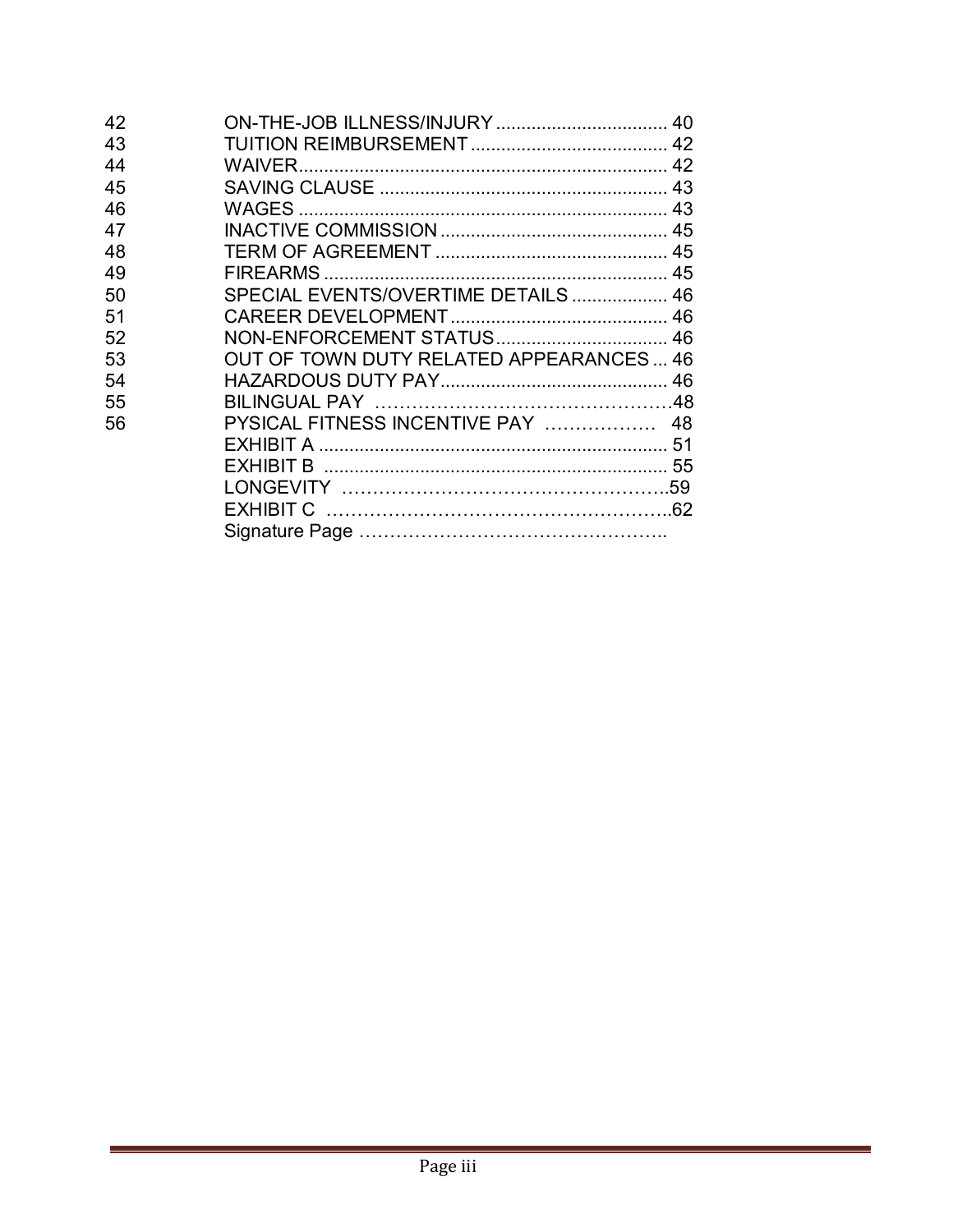| | | |
|---|---|---|
| 42 | ON-THE-JOB ILLNESS/INJURY | 40 |
| 43 | TUITION REIMBURSEMENT | 42 |
| 44 | WAIVER | 42 |
| 45 | SAVING CLAUSE | 43 |
| 46 | WAGES | 43 |
| 47 | INACTIVE COMMISSION | 45 |
| 48 | TERM OF AGREEMENT | 45 |
| 49 | FIREARMS | 45 |
| 50 | SPECIAL EVENTS/OVERTIME DETAILS | 46 |
| 51 | CAREER DEVELOPMENT | 46 |
| 52 | NON-ENFORCEMENT STATUS | 46 |
| 53 | OUT OF TOWN DUTY RELATED APPEARANCES | 46 |
| 54 | HAZARDOUS DUTY PAY | 46 |
| 55 | BILINGUAL PAY | 48 |
| 56 | PYSICAL FITNESS INCENTIVE PAY | 48 |
| | EXHIBIT A | 51 |
| | EXHIBIT B | 55 |
| | LONGEVITY | 59 |
| | EXHIBIT C | 62 |
| | Signature Page | |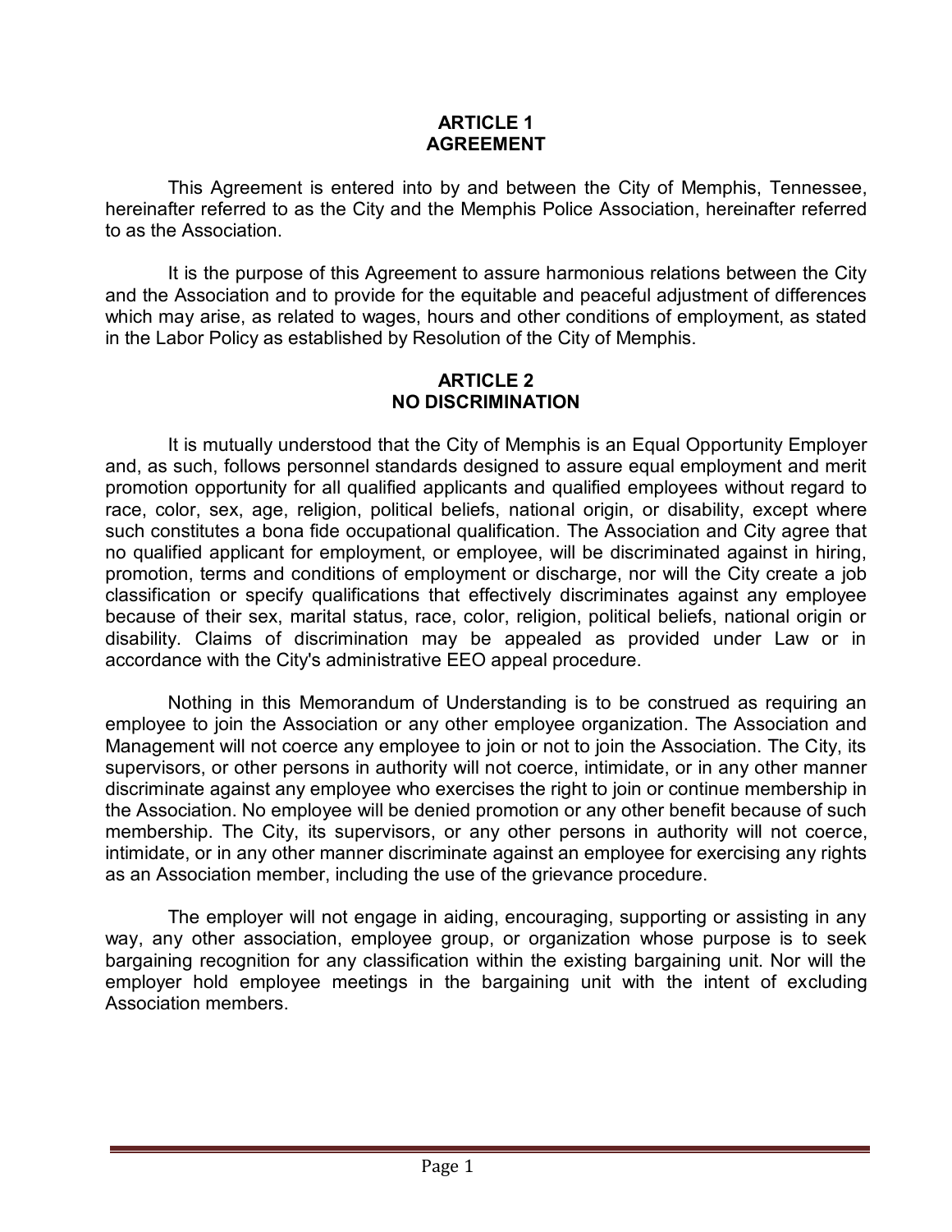## ARTICLE 1
## AGREEMENT

This Agreement is entered into by and between the City of Memphis, Tennessee, hereinafter referred to as the City and the Memphis Police Association, hereinafter referred to as the Association.

It is the purpose of this Agreement to assure harmonious relations between the City and the Association and to provide for the equitable and peaceful adjustment of differences which may arise, as related to wages, hours and other conditions of employment, as stated in the Labor Policy as established by Resolution of the City of Memphis.

## ARTICLE 2
## NO DISCRIMINATION

It is mutually understood that the City of Memphis is an Equal Opportunity Employer and, as such, follows personnel standards designed to assure equal employment and merit promotion opportunity for all qualified applicants and qualified employees without regard to race, color, sex, age, religion, political beliefs, national origin, or disability, except where such constitutes a bona fide occupational qualification. The Association and City agree that no qualified applicant for employment, or employee, will be discriminated against in hiring, promotion, terms and conditions of employment or discharge, nor will the City create a job classification or specify qualifications that effectively discriminates against any employee because of their sex, marital status, race, color, religion, political beliefs, national origin or disability. Claims of discrimination may be appealed as provided under Law or in accordance with the City's administrative EEO appeal procedure.

Nothing in this Memorandum of Understanding is to be construed as requiring an employee to join the Association or any other employee organization. The Association and Management will not coerce any employee to join or not to join the Association. The City, its supervisors, or other persons in authority will not coerce, intimidate, or in any other manner discriminate against any employee who exercises the right to join or continue membership in the Association. No employee will be denied promotion or any other benefit because of such membership. The City, its supervisors, or any other persons in authority will not coerce, intimidate, or in any other manner discriminate against an employee for exercising any rights as an Association member, including the use of the grievance procedure.

The employer will not engage in aiding, encouraging, supporting or assisting in any way, any other association, employee group, or organization whose purpose is to seek bargaining recognition for any classification within the existing bargaining unit. Nor will the employer hold employee meetings in the bargaining unit with the intent of excluding Association members.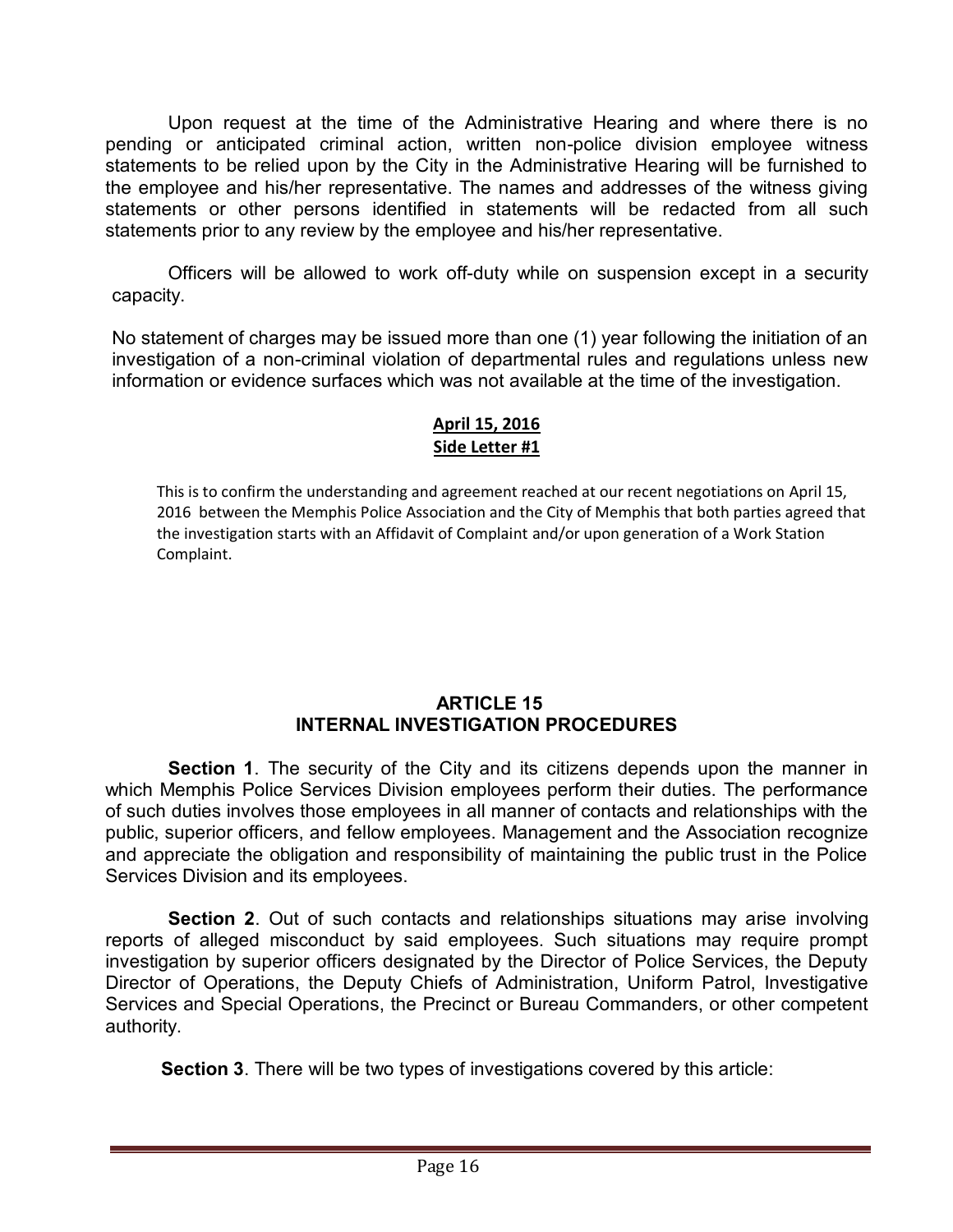Upon request at the time of the Administrative Hearing and where there is no pending or anticipated criminal action, written non-police division employee witness statements to be relied upon by the City in the Administrative Hearing will be furnished to the employee and his/her representative. The names and addresses of the witness giving statements or other persons identified in statements will be redacted from all such statements prior to any review by the employee and his/her representative.

Officers will be allowed to work off-duty while on suspension except in a security capacity.

No statement of charges may be issued more than one (1) year following the initiation of an investigation of a non-criminal violation of departmental rules and regulations unless new information or evidence surfaces which was not available at the time of the investigation.

**April 15, 2016**
**Side Letter #1**

This is to confirm the understanding and agreement reached at our recent negotiations on April 15, 2016 between the Memphis Police Association and the City of Memphis that both parties agreed that the investigation starts with an Affidavit of Complaint and/or upon generation of a Work Station Complaint.

## ARTICLE 15
## INTERNAL INVESTIGATION PROCEDURES

**Section 1**. The security of the City and its citizens depends upon the manner in which Memphis Police Services Division employees perform their duties. The performance of such duties involves those employees in all manner of contacts and relationships with the public, superior officers, and fellow employees. Management and the Association recognize and appreciate the obligation and responsibility of maintaining the public trust in the Police Services Division and its employees.

**Section 2**. Out of such contacts and relationships situations may arise involving reports of alleged misconduct by said employees. Such situations may require prompt investigation by superior officers designated by the Director of Police Services, the Deputy Director of Operations, the Deputy Chiefs of Administration, Uniform Patrol, Investigative Services and Special Operations, the Precinct or Bureau Commanders, or other competent authority.

**Section 3**. There will be two types of investigations covered by this article: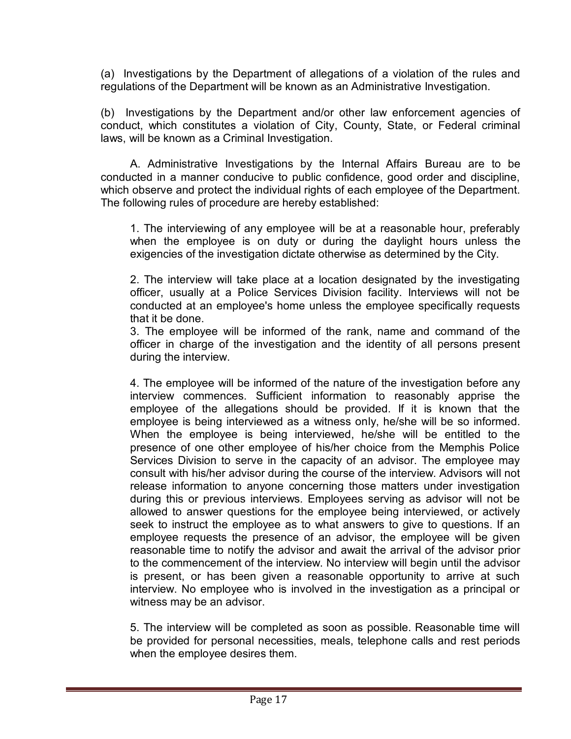(a) Investigations by the Department of allegations of a violation of the rules and regulations of the Department will be known as an Administrative Investigation.

(b) Investigations by the Department and/or other law enforcement agencies of conduct, which constitutes a violation of City, County, State, or Federal criminal laws, will be known as a Criminal Investigation.

A. Administrative Investigations by the Internal Affairs Bureau are to be conducted in a manner conducive to public confidence, good order and discipline, which observe and protect the individual rights of each employee of the Department. The following rules of procedure are hereby established:

1. The interviewing of any employee will be at a reasonable hour, preferably when the employee is on duty or during the daylight hours unless the exigencies of the investigation dictate otherwise as determined by the City.

2. The interview will take place at a location designated by the investigating officer, usually at a Police Services Division facility. Interviews will not be conducted at an employee's home unless the employee specifically requests that it be done.

3. The employee will be informed of the rank, name and command of the officer in charge of the investigation and the identity of all persons present during the interview.

4. The employee will be informed of the nature of the investigation before any interview commences. Sufficient information to reasonably apprise the employee of the allegations should be provided. If it is known that the employee is being interviewed as a witness only, he/she will be so informed. When the employee is being interviewed, he/she will be entitled to the presence of one other employee of his/her choice from the Memphis Police Services Division to serve in the capacity of an advisor. The employee may consult with his/her advisor during the course of the interview. Advisors will not release information to anyone concerning those matters under investigation during this or previous interviews. Employees serving as advisor will not be allowed to answer questions for the employee being interviewed, or actively seek to instruct the employee as to what answers to give to questions. If an employee requests the presence of an advisor, the employee will be given reasonable time to notify the advisor and await the arrival of the advisor prior to the commencement of the interview. No interview will begin until the advisor is present, or has been given a reasonable opportunity to arrive at such interview. No employee who is involved in the investigation as a principal or witness may be an advisor.

5. The interview will be completed as soon as possible. Reasonable time will be provided for personal necessities, meals, telephone calls and rest periods when the employee desires them.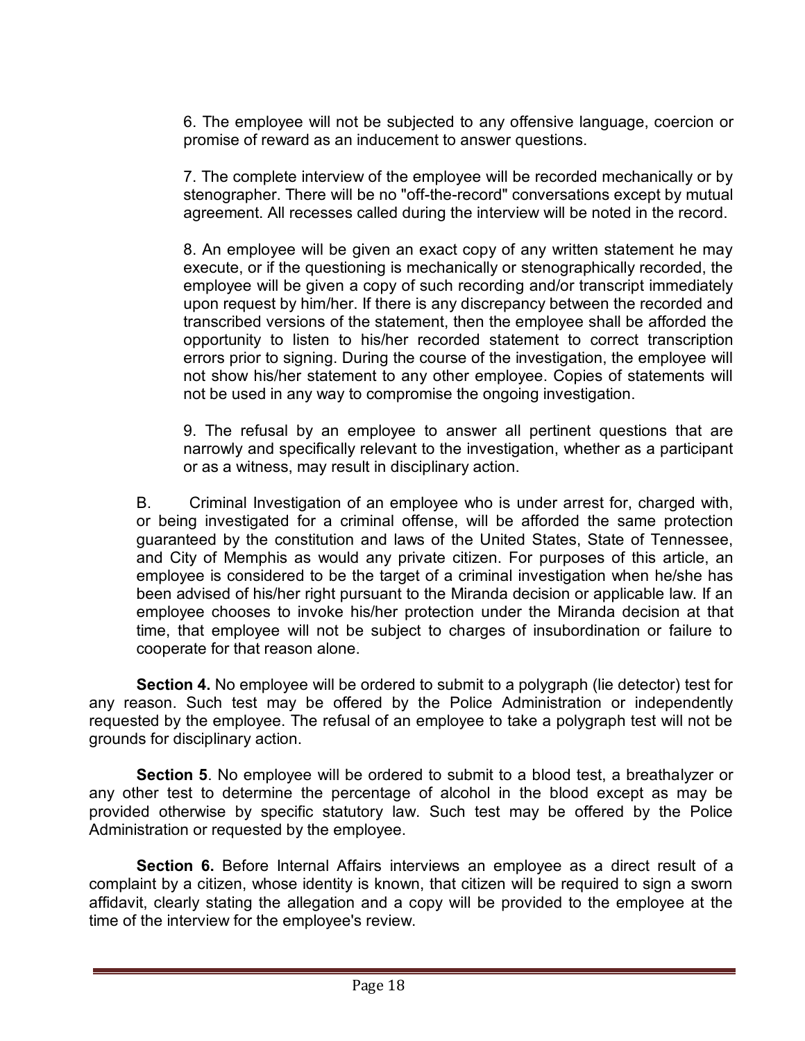6. The employee will not be subjected to any offensive language, coercion or promise of reward as an inducement to answer questions.

7. The complete interview of the employee will be recorded mechanically or by stenographer. There will be no "off-the-record" conversations except by mutual agreement. All recesses called during the interview will be noted in the record.

8. An employee will be given an exact copy of any written statement he may execute, or if the questioning is mechanically or stenographically recorded, the employee will be given a copy of such recording and/or transcript immediately upon request by him/her. If there is any discrepancy between the recorded and transcribed versions of the statement, then the employee shall be afforded the opportunity to listen to his/her recorded statement to correct transcription errors prior to signing. During the course of the investigation, the employee will not show his/her statement to any other employee. Copies of statements will not be used in any way to compromise the ongoing investigation.

9. The refusal by an employee to answer all pertinent questions that are narrowly and specifically relevant to the investigation, whether as a participant or as a witness, may result in disciplinary action.

B. Criminal Investigation of an employee who is under arrest for, charged with, or being investigated for a criminal offense, will be afforded the same protection guaranteed by the constitution and laws of the United States, State of Tennessee, and City of Memphis as would any private citizen. For purposes of this article, an employee is considered to be the target of a criminal investigation when he/she has been advised of his/her right pursuant to the Miranda decision or applicable law. If an employee chooses to invoke his/her protection under the Miranda decision at that time, that employee will not be subject to charges of insubordination or failure to cooperate for that reason alone.

**Section 4.** No employee will be ordered to submit to a polygraph (lie detector) test for any reason. Such test may be offered by the Police Administration or independently requested by the employee. The refusal of an employee to take a polygraph test will not be grounds for disciplinary action.

**Section 5**. No employee will be ordered to submit to a blood test, a breathalyzer or any other test to determine the percentage of alcohol in the blood except as may be provided otherwise by specific statutory law. Such test may be offered by the Police Administration or requested by the employee.

**Section 6.** Before Internal Affairs interviews an employee as a direct result of a complaint by a citizen, whose identity is known, that citizen will be required to sign a sworn affidavit, clearly stating the allegation and a copy will be provided to the employee at the time of the interview for the employee's review.